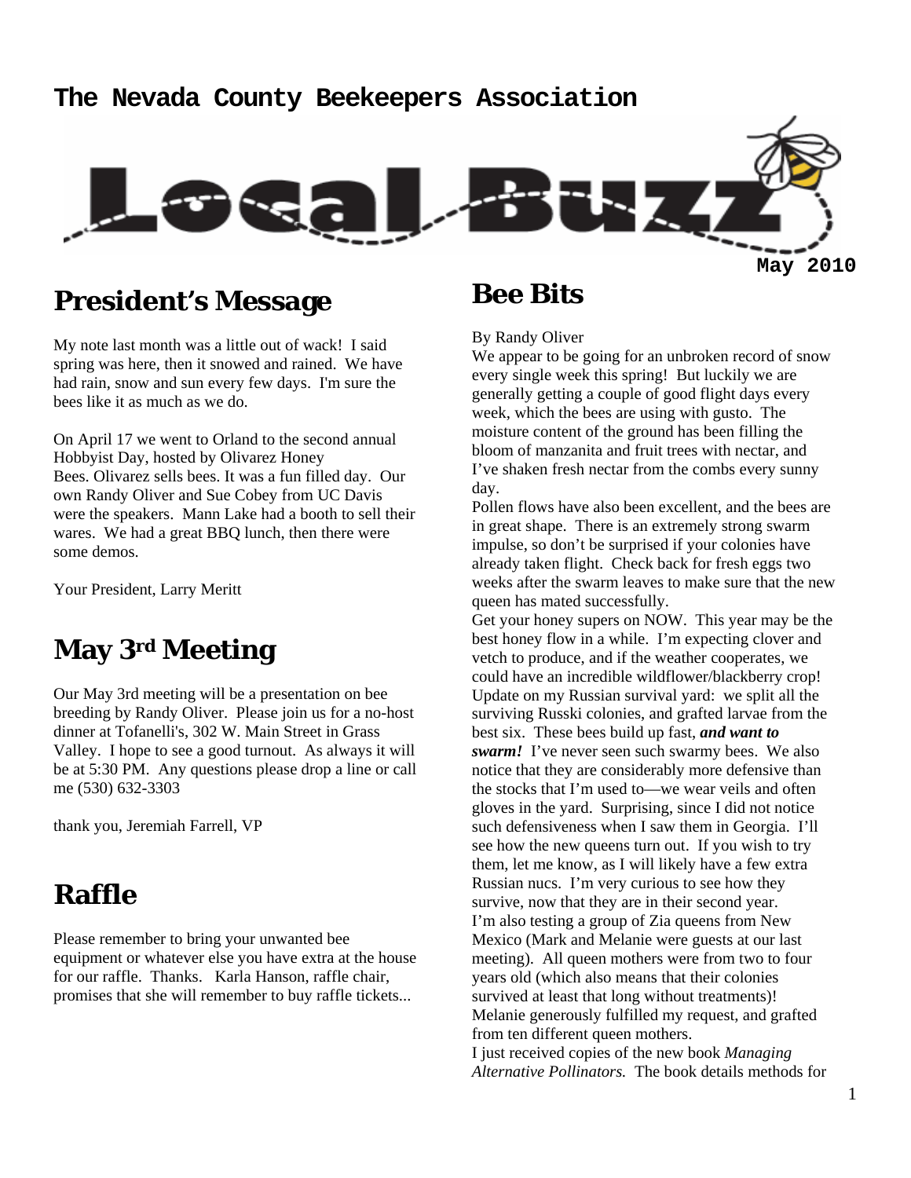# The Nevada County Beekeepers Association

# Local Buzz

**May 2010**

## President's Message

My note last month was a little out of wack! I said spring was here, then it snowed and rained. We have had rain, snow and sun every few days. I'm sure the bees like it as much as we do.

On April 17 we went to Orland to the second annual Hobbyist Day, hosted by Olivarez Honey Bees. Olivarez sells bees. It was a fun filled day. Our own Randy Oliver and Sue Cobey from UC Davis were the speakers. Mann Lake had a booth to sell their wares. We had a great BBQ lunch, then there were some demos.

Your President, Larry Meritt

## May 3rd Meeting

Our May 3rd meeting will be a presentation on bee breeding by Randy Oliver. Please join us for a no-host dinner at Tofanelli's, 302 W. Main Street in Grass Valley. I hope to see a good turnout. As always it will be at 5:30 PM. Any questions please drop a line or call me (530) 632-3303

thank you, Jeremiah Farrell, VP

## Raffle

Please remember to bring your unwanted bee equipment or whatever else you have extra at the house for our raffle. Thanks. Karla Hanson, raffle chair, promises that she will remember to buy raffle tickets...

## Bee Bits

By Randy Oliver

We appear to be going for an unbroken record of snow every single week this spring! But luckily we are generally getting a couple of good flight days every week, which the bees are using with gusto. The moisture content of the ground has been filling the bloom of manzanita and fruit trees with nectar, and I've shaken fresh nectar from the combs every sunny day.

Pollen flows have also been excellent, and the bees are in great shape. There is an extremely strong swarm impulse, so don't be surprised if your colonies have already taken flight. Check back for fresh eggs two weeks after the swarm leaves to make sure that the new queen has mated successfully.

Get your honey supers on NOW. This year may be the best honey flow in a while. I'm expecting clover and vetch to produce, and if the weather cooperates, we could have an incredible wildflower/blackberry crop!

Update on my Russian survival yard: we split all the surviving Russki colonies, and grafted larvae from the best six. These bees build up fast, ***and want to swarm!*** I've never seen such swarmy bees. We also notice that they are considerably more defensive than the stocks that I'm used to—we wear veils and often gloves in the yard. Surprising, since I did not notice such defensiveness when I saw them in Georgia. I'll see how the new queens turn out. If you wish to try them, let me know, as I will likely have a few extra Russian nucs. I'm very curious to see how they survive, now that they are in their second year.

I'm also testing a group of Zia queens from New Mexico (Mark and Melanie were guests at our last meeting). All queen mothers were from two to four years old (which also means that their colonies survived at least that long without treatments)! Melanie generously fulfilled my request, and grafted from ten different queen mothers.

I just received copies of the new book *Managing Alternative Pollinators.* The book details methods for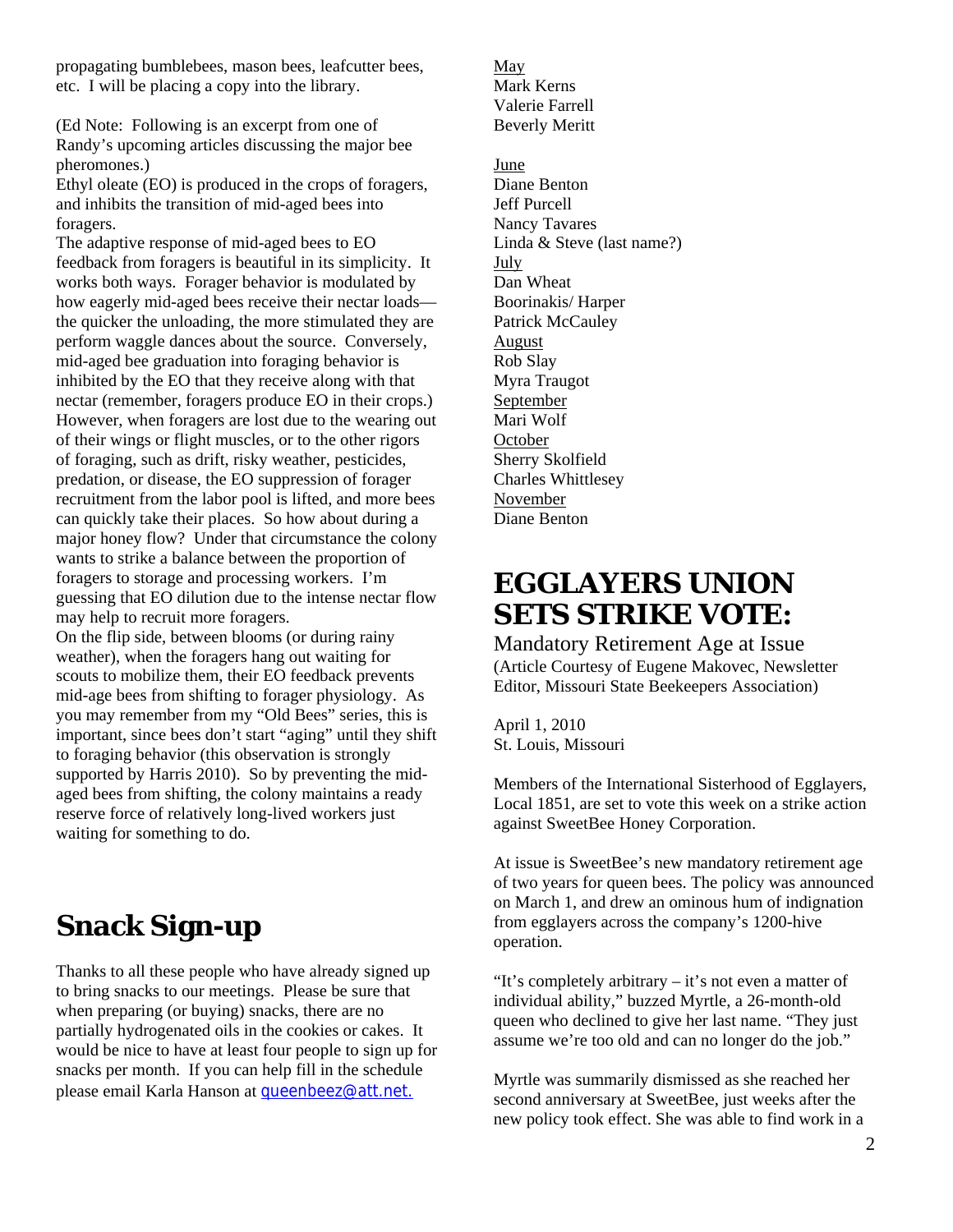propagating bumblebees, mason bees, leafcutter bees, etc. I will be placing a copy into the library.

(Ed Note: Following is an excerpt from one of Randy's upcoming articles discussing the major bee pheromones.)

Ethyl oleate (EO) is produced in the crops of foragers, and inhibits the transition of mid-aged bees into foragers.

The adaptive response of mid-aged bees to EO feedback from foragers is beautiful in its simplicity. It works both ways. Forager behavior is modulated by how eagerly mid-aged bees receive their nectar loads—the quicker the unloading, the more stimulated they are perform waggle dances about the source. Conversely, mid-aged bee graduation into foraging behavior is inhibited by the EO that they receive along with that nectar (remember, foragers produce EO in their crops.) However, when foragers are lost due to the wearing out of their wings or flight muscles, or to the other rigors of foraging, such as drift, risky weather, pesticides, predation, or disease, the EO suppression of forager recruitment from the labor pool is lifted, and more bees can quickly take their places. So how about during a major honey flow? Under that circumstance the colony wants to strike a balance between the proportion of foragers to storage and processing workers. I'm guessing that EO dilution due to the intense nectar flow may help to recruit more foragers.

On the flip side, between blooms (or during rainy weather), when the foragers hang out waiting for scouts to mobilize them, their EO feedback prevents mid-age bees from shifting to forager physiology. As you may remember from my "Old Bees" series, this is important, since bees don't start "aging" until they shift to foraging behavior (this observation is strongly supported by Harris 2010). So by preventing the mid-aged bees from shifting, the colony maintains a ready reserve force of relatively long-lived workers just waiting for something to do.

# Snack Sign-up

Thanks to all these people who have already signed up to bring snacks to our meetings. Please be sure that when preparing (or buying) snacks, there are no partially hydrogenated oils in the cookies or cakes. It would be nice to have at least four people to sign up for snacks per month. If you can help fill in the schedule please email Karla Hanson at queenbeez@att.net.

May
Mark Kerns
Valerie Farrell
Beverly Meritt

June
Diane Benton
Jeff Purcell
Nancy Tavares
Linda & Steve (last name?)

July
Dan Wheat
Boorinakis/ Harper
Patrick McCauley

August
Rob Slay
Myra Traugot

September
Mari Wolf

October
Sherry Skolfield
Charles Whittlesey

November
Diane Benton

# EGGLAYERS UNION SETS STRIKE VOTE:

Mandatory Retirement Age at Issue

(Article Courtesy of Eugene Makovec, Newsletter Editor, Missouri State Beekeepers Association)

April 1, 2010
St. Louis, Missouri

Members of the International Sisterhood of Egglayers, Local 1851, are set to vote this week on a strike action against SweetBee Honey Corporation.

At issue is SweetBee's new mandatory retirement age of two years for queen bees. The policy was announced on March 1, and drew an ominous hum of indignation from egglayers across the company's 1200-hive operation.

"It's completely arbitrary – it's not even a matter of individual ability," buzzed Myrtle, a 26-month-old queen who declined to give her last name. "They just assume we're too old and can no longer do the job."

Myrtle was summarily dismissed as she reached her second anniversary at SweetBee, just weeks after the new policy took effect. She was able to find work in a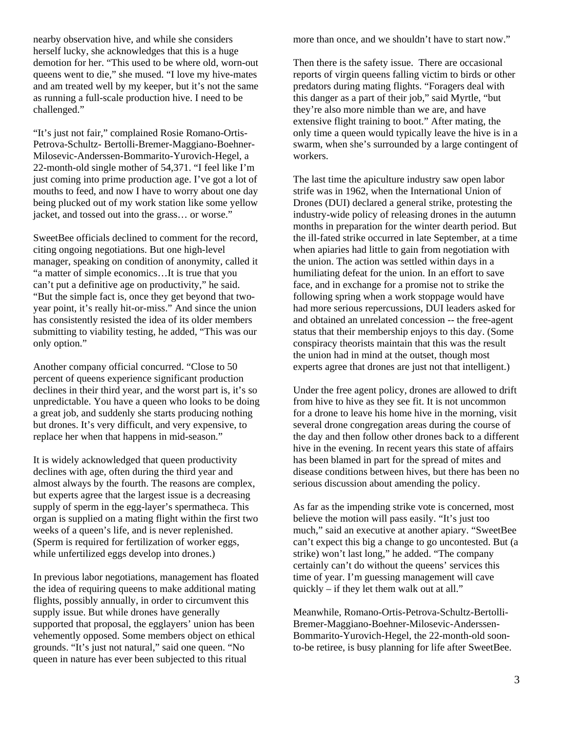nearby observation hive, and while she considers herself lucky, she acknowledges that this is a huge demotion for her. "This used to be where old, worn-out queens went to die," she mused. "I love my hive-mates and am treated well by my keeper, but it's not the same as running a full-scale production hive. I need to be challenged."

"It's just not fair," complained Rosie Romano-Ortis-Petrova-Schultz- Bertolli-Bremer-Maggiano-Boehner-Milosevic-Anderssen-Bommarito-Yurovich-Hegel, a 22-month-old single mother of 54,371. "I feel like I'm just coming into prime production age. I've got a lot of mouths to feed, and now I have to worry about one day being plucked out of my work station like some yellow jacket, and tossed out into the grass… or worse."

SweetBee officials declined to comment for the record, citing ongoing negotiations. But one high-level manager, speaking on condition of anonymity, called it "a matter of simple economics…It is true that you can't put a definitive age on productivity," he said. "But the simple fact is, once they get beyond that two-year point, it's really hit-or-miss." And since the union has consistently resisted the idea of its older members submitting to viability testing, he added, "This was our only option."

Another company official concurred. "Close to 50 percent of queens experience significant production declines in their third year, and the worst part is, it's so unpredictable. You have a queen who looks to be doing a great job, and suddenly she starts producing nothing but drones. It's very difficult, and very expensive, to replace her when that happens in mid-season."

It is widely acknowledged that queen productivity declines with age, often during the third year and almost always by the fourth. The reasons are complex, but experts agree that the largest issue is a decreasing supply of sperm in the egg-layer's spermatheca. This organ is supplied on a mating flight within the first two weeks of a queen's life, and is never replenished. (Sperm is required for fertilization of worker eggs, while unfertilized eggs develop into drones.)

In previous labor negotiations, management has floated the idea of requiring queens to make additional mating flights, possibly annually, in order to circumvent this supply issue. But while drones have generally supported that proposal, the egglayers' union has been vehemently opposed. Some members object on ethical grounds. "It's just not natural," said one queen. "No queen in nature has ever been subjected to this ritual more than once, and we shouldn't have to start now."

Then there is the safety issue. There are occasional reports of virgin queens falling victim to birds or other predators during mating flights. "Foragers deal with this danger as a part of their job," said Myrtle, "but they're also more nimble than we are, and have extensive flight training to boot." After mating, the only time a queen would typically leave the hive is in a swarm, when she's surrounded by a large contingent of workers.

The last time the apiculture industry saw open labor strife was in 1962, when the International Union of Drones (DUI) declared a general strike, protesting the industry-wide policy of releasing drones in the autumn months in preparation for the winter dearth period. But the ill-fated strike occurred in late September, at a time when apiaries had little to gain from negotiation with the union. The action was settled within days in a humiliating defeat for the union. In an effort to save face, and in exchange for a promise not to strike the following spring when a work stoppage would have had more serious repercussions, DUI leaders asked for and obtained an unrelated concession -- the free-agent status that their membership enjoys to this day. (Some conspiracy theorists maintain that this was the result the union had in mind at the outset, though most experts agree that drones are just not that intelligent.)

Under the free agent policy, drones are allowed to drift from hive to hive as they see fit. It is not uncommon for a drone to leave his home hive in the morning, visit several drone congregation areas during the course of the day and then follow other drones back to a different hive in the evening. In recent years this state of affairs has been blamed in part for the spread of mites and disease conditions between hives, but there has been no serious discussion about amending the policy.

As far as the impending strike vote is concerned, most believe the motion will pass easily. "It's just too much," said an executive at another apiary. "SweetBee can't expect this big a change to go uncontested. But (a strike) won't last long," he added. "The company certainly can't do without the queens' services this time of year. I'm guessing management will cave quickly – if they let them walk out at all."

Meanwhile, Romano-Ortis-Petrova-Schultz-Bertolli-Bremer-Maggiano-Boehner-Milosevic-Anderssen-Bommarito-Yurovich-Hegel, the 22-month-old soon-to-be retiree, is busy planning for life after SweetBee.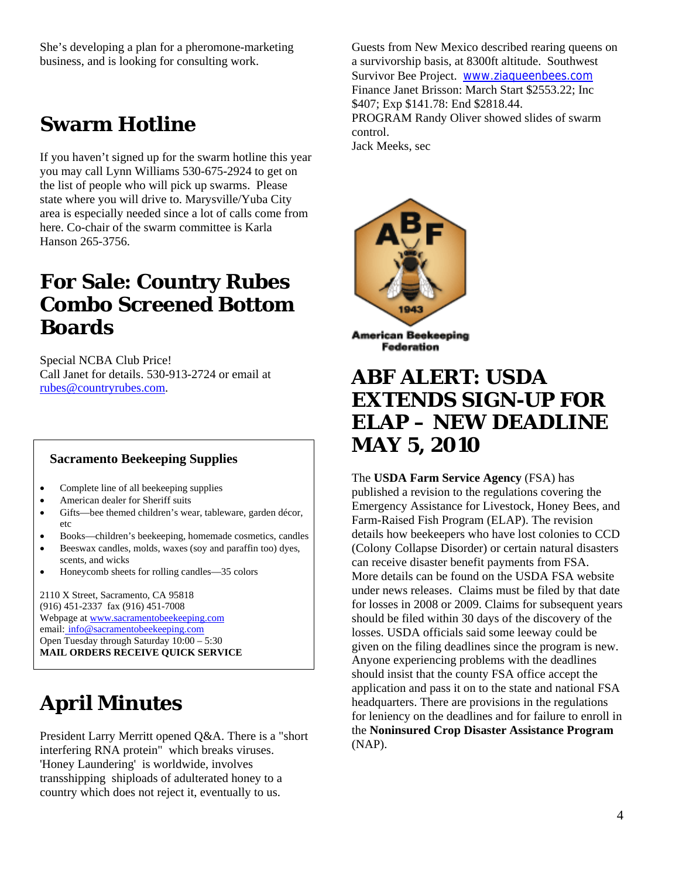She's developing a plan for a pheromone-marketing business, and is looking for consulting work.

## Swarm Hotline

If you haven't signed up for the swarm hotline this year you may call Lynn Williams 530-675-2924 to get on the list of people who will pick up swarms. Please state where you will drive to. Marysville/Yuba City area is especially needed since a lot of calls come from here. Co-chair of the swarm committee is Karla Hanson 265-3756.

## For Sale: Country Rubes Combo Screened Bottom Boards

Special NCBA Club Price!
Call Janet for details. 530-913-2724 or email at rubes@countryrubes.com.

### Sacramento Beekeeping Supplies

- Complete line of all beekeeping supplies
- American dealer for Sheriff suits
- Gifts—bee themed children's wear, tableware, garden décor, etc
- Books—children's beekeeping, homemade cosmetics, candles
- Beeswax candles, molds, waxes (soy and paraffin too) dyes, scents, and wicks
- Honeycomb sheets for rolling candles—35 colors

2110 X Street, Sacramento, CA 95818
(916) 451-2337 fax (916) 451-7008
Webpage at www.sacramentobeekeeping.com
email: info@sacramentobeekeeping.com
Open Tuesday through Saturday 10:00 – 5:30
**MAIL ORDERS RECEIVE QUICK SERVICE**

## April Minutes

President Larry Merritt opened Q&A. There is a "short interfering RNA protein" which breaks viruses. 'Honey Laundering' is worldwide, involves transshipping shiploads of adulterated honey to a country which does not reject it, eventually to us.

Guests from New Mexico described rearing queens on a survivorship basis, at 8300ft altitude. Southwest Survivor Bee Project. www.ziaqueenbees.com
Finance Janet Brisson: March Start $2553.22; Inc $407; Exp $141.78: End $2818.44.
PROGRAM Randy Oliver showed slides of swarm control.
Jack Meeks, sec

American Beekeeping Federation

## ABF ALERT: USDA EXTENDS SIGN-UP FOR ELAP – NEW DEADLINE MAY 5, 2010

The **USDA Farm Service Agency** (FSA) has published a revision to the regulations covering the Emergency Assistance for Livestock, Honey Bees, and Farm-Raised Fish Program (ELAP). The revision details how beekeepers who have lost colonies to CCD (Colony Collapse Disorder) or certain natural disasters can receive disaster benefit payments from FSA. More details can be found on the USDA FSA website under news releases. Claims must be filed by that date for losses in 2008 or 2009. Claims for subsequent years should be filed within 30 days of the discovery of the losses. USDA officials said some leeway could be given on the filing deadlines since the program is new. Anyone experiencing problems with the deadlines should insist that the county FSA office accept the application and pass it on to the state and national FSA headquarters. There are provisions in the regulations for leniency on the deadlines and for failure to enroll in the **Noninsured Crop Disaster Assistance Program** (NAP).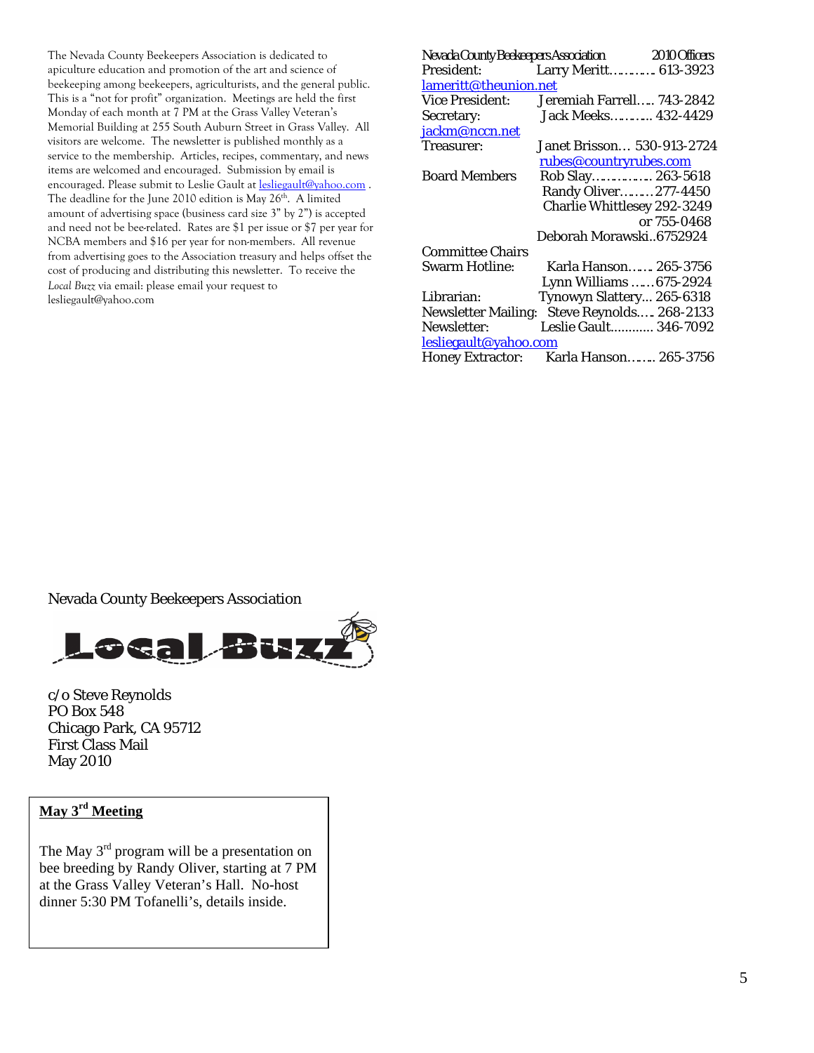The Nevada County Beekeepers Association is dedicated to apiculture education and promotion of the art and science of beekeeping among beekeepers, agriculturists, and the general public. This is a "not for profit" organization. Meetings are held the first Monday of each month at 7 PM at the Grass Valley Veteran's Memorial Building at 255 South Auburn Street in Grass Valley. All visitors are welcome. The newsletter is published monthly as a service to the membership. Articles, recipes, commentary, and news items are welcomed and encouraged. Submission by email is encouraged. Please submit to Leslie Gault at lesliegault@yahoo.com . The deadline for the June 2010 edition is May 26th. A limited amount of advertising space (business card size 3" by 2") is accepted and need not be bee-related. Rates are $1 per issue or $7 per year for NCBA members and $16 per year for non-members. All revenue from advertising goes to the Association treasury and helps offset the cost of producing and distributing this newsletter. To receive the *Local Buzz* via email: please email your request to lesliegault@yahoo.com

| Nevada County Beekeepers Association | 2010 Officers |
|---|---|
| President: | Larry Meritt………. 613-3923 |
| lameritt@theunion.net | |
| Vice President: | Jeremiah Farrell…. 743-2842 |
| Secretary: | Jack Meeks………. 432-4429 |
| jackm@nccn.net | |
| Treasurer: | Janet Brisson… 530-913-2724 |
| | rubes@countryrubes.com |
| Board Members | Rob Slay…………. 263-5618 |
| | Randy Oliver……. 277-4450 |
| | Charlie Whittlesey 292-3249 or 755-0468 |
| | Deborah Morawski..6752924 |
| Committee Chairs | |
| Swarm Hotline: | Karla Hanson…… 265-3756 |
| | Lynn Williams ……675-2924 |
| Librarian: | Tynowyn Slattery… 265-6318 |
| Newsletter Mailing: | Steve Reynolds…. 268-2133 |
| Newsletter: | Leslie Gault………… 346-7092 |
| lesliegault@yahoo.com | |
| Honey Extractor: | Karla Hanson……. 265-3756 |

Nevada County Beekeepers Association

Local Buzz

c/o Steve Reynolds
PO Box 548
Chicago Park, CA 95712
First Class Mail
May 2010

**May 3rd Meeting**

The May 3rd program will be a presentation on bee breeding by Randy Oliver, starting at 7 PM at the Grass Valley Veteran's Hall. No-host dinner 5:30 PM Tofanelli's, details inside.